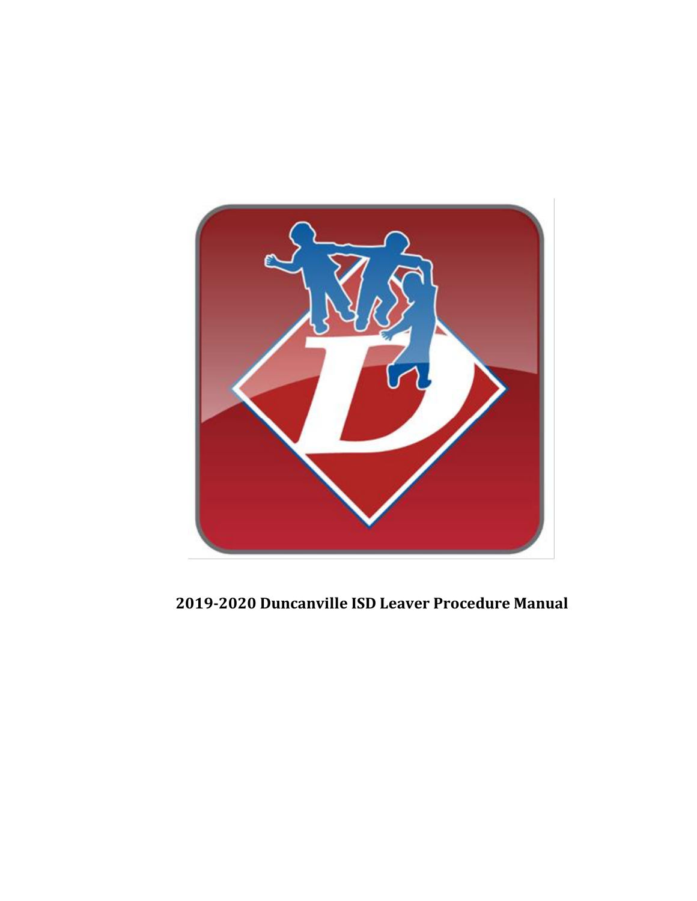**2019-2020 Duncanville ISD Leaver Procedure Manual**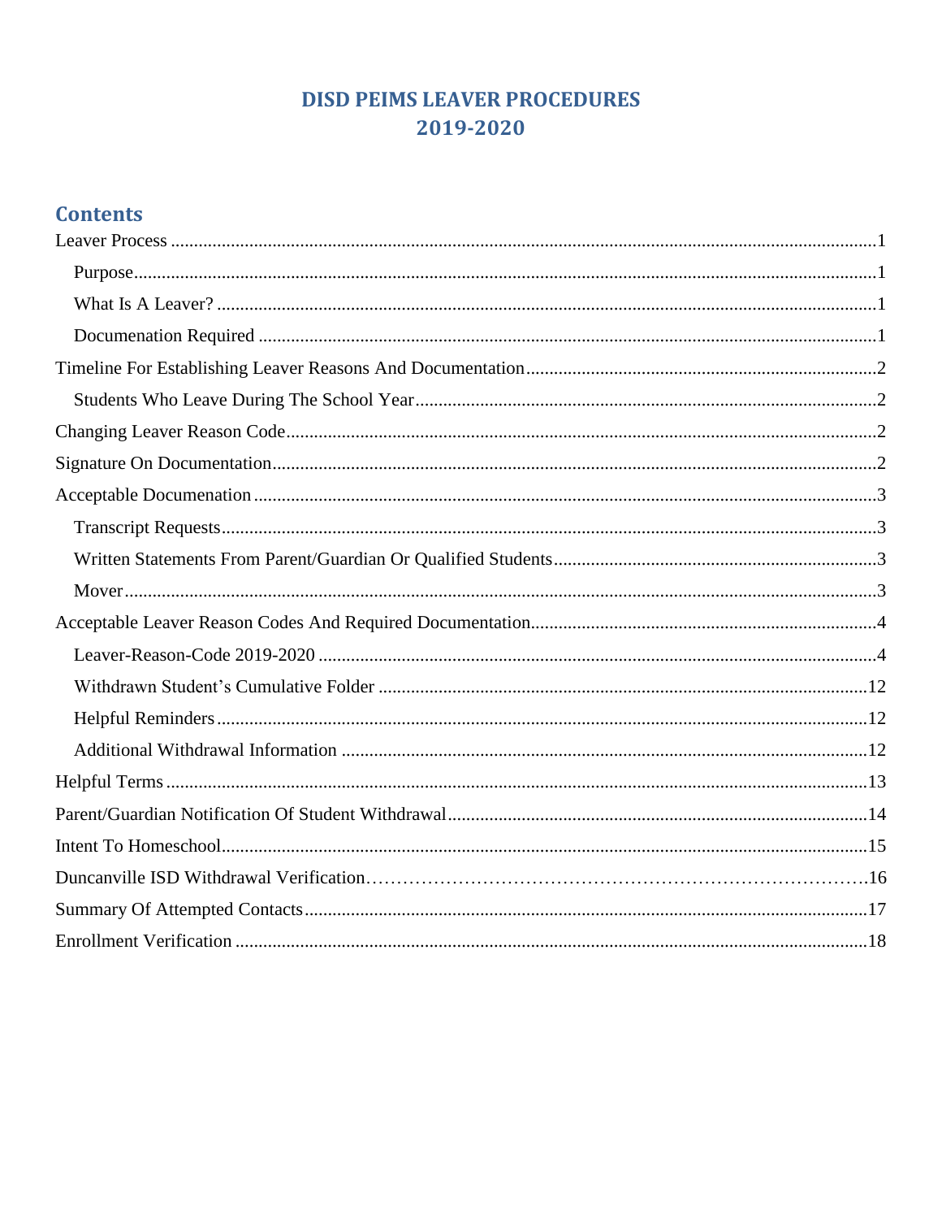# DISD PEIMS LEAVER PROCEDURES
# 2019-2020

## Contents

Leaver Process ........................................................................................................................................1

- Purpose.........................................................................................................................................1
- What Is A Leaver? ........................................................................................................................1
- Documenation Required ...............................................................................................................1

Timeline For Establishing Leaver Reasons And Documentation...............................................................2

- Students Who Leave During The School Year..................................................................................2

Changing Leaver Reason Code..................................................................................................................2

Signature On Documentation...................................................................................................................2

Acceptable Documenation.......................................................................................................................3

- Transcript Requests.......................................................................................................................3
- Written Statements From Parent/Guardian Or Qualified Students......................................................3
- Mover...........................................................................................................................................3

Acceptable Leaver Reason Codes And Required Documentation...............................................................4

- Leaver-Reason-Code 2019-2020 .....................................................................................................4
- Withdrawn Student's Cumulative Folder .......................................................................................12
- Helpful Reminders........................................................................................................................12
- Additional Withdrawal Information ...............................................................................................12

Helpful Terms ........................................................................................................................................13

Parent/Guardian Notification Of Student Withdrawal..............................................................................14

Intent To Homeschool.............................................................................................................................15

Duncanville ISD Withdrawal Verification……………………………………………………………………….16

Summary Of Attempted Contacts.............................................................................................................17

Enrollment Verification ..........................................................................................................................18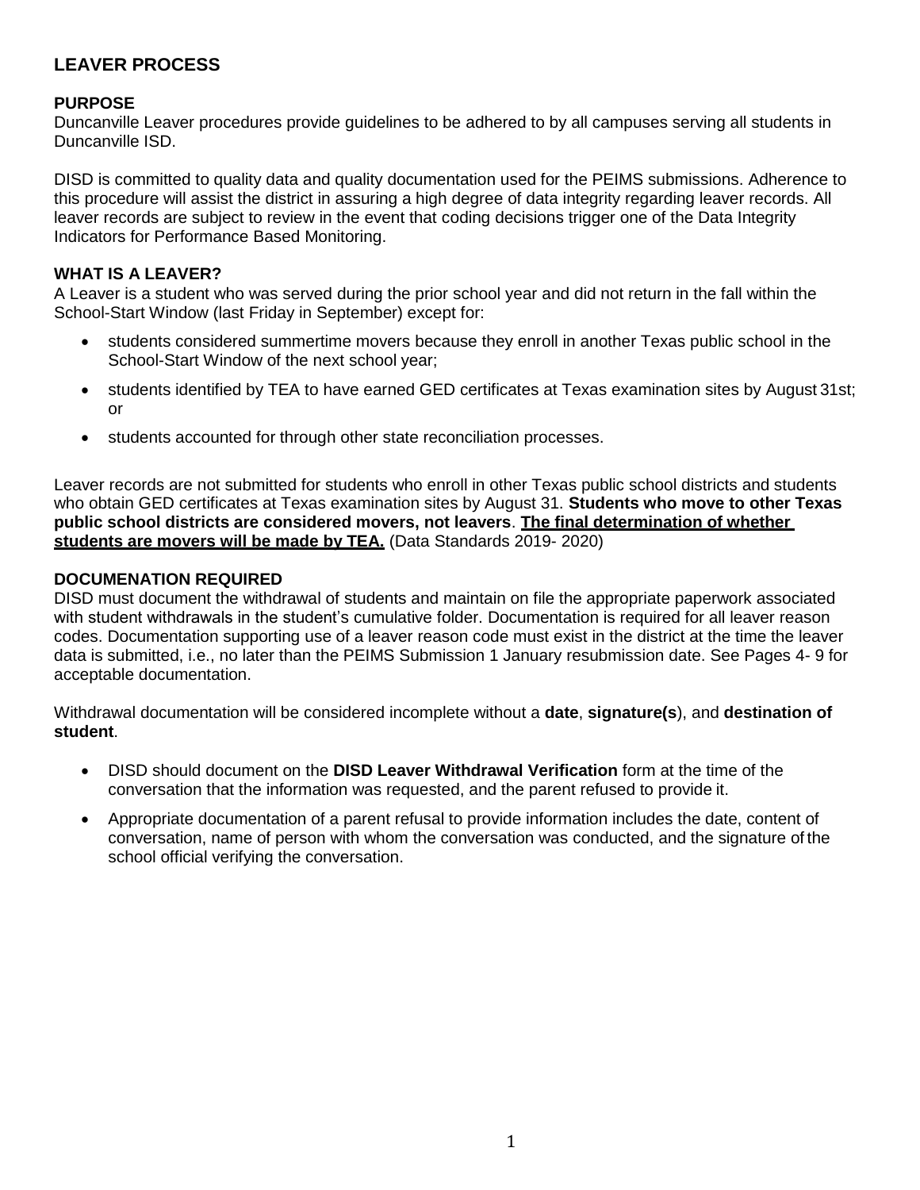# LEAVER PROCESS

## PURPOSE

Duncanville Leaver procedures provide guidelines to be adhered to by all campuses serving all students in Duncanville ISD.

DISD is committed to quality data and quality documentation used for the PEIMS submissions. Adherence to this procedure will assist the district in assuring a high degree of data integrity regarding leaver records. All leaver records are subject to review in the event that coding decisions trigger one of the Data Integrity Indicators for Performance Based Monitoring.

## WHAT IS A LEAVER?

A Leaver is a student who was served during the prior school year and did not return in the fall within the School-Start Window (last Friday in September) except for:

- students considered summertime movers because they enroll in another Texas public school in the School-Start Window of the next school year;
- students identified by TEA to have earned GED certificates at Texas examination sites by August 31st; or
- students accounted for through other state reconciliation processes.

Leaver records are not submitted for students who enroll in other Texas public school districts and students who obtain GED certificates at Texas examination sites by August 31. **Students who move to other Texas public school districts are considered movers, not leavers**. **<u>The final determination of whether students are movers will be made by TEA.</u>** (Data Standards 2019- 2020)

## DOCUMENATION REQUIRED

DISD must document the withdrawal of students and maintain on file the appropriate paperwork associated with student withdrawals in the student's cumulative folder. Documentation is required for all leaver reason codes. Documentation supporting use of a leaver reason code must exist in the district at the time the leaver data is submitted, i.e., no later than the PEIMS Submission 1 January resubmission date. See Pages 4- 9 for acceptable documentation.

Withdrawal documentation will be considered incomplete without a **date**, **signature(s**), and **destination of student**.

- DISD should document on the **DISD Leaver Withdrawal Verification** form at the time of the conversation that the information was requested, and the parent refused to provide it.
- Appropriate documentation of a parent refusal to provide information includes the date, content of conversation, name of person with whom the conversation was conducted, and the signature of the school official verifying the conversation.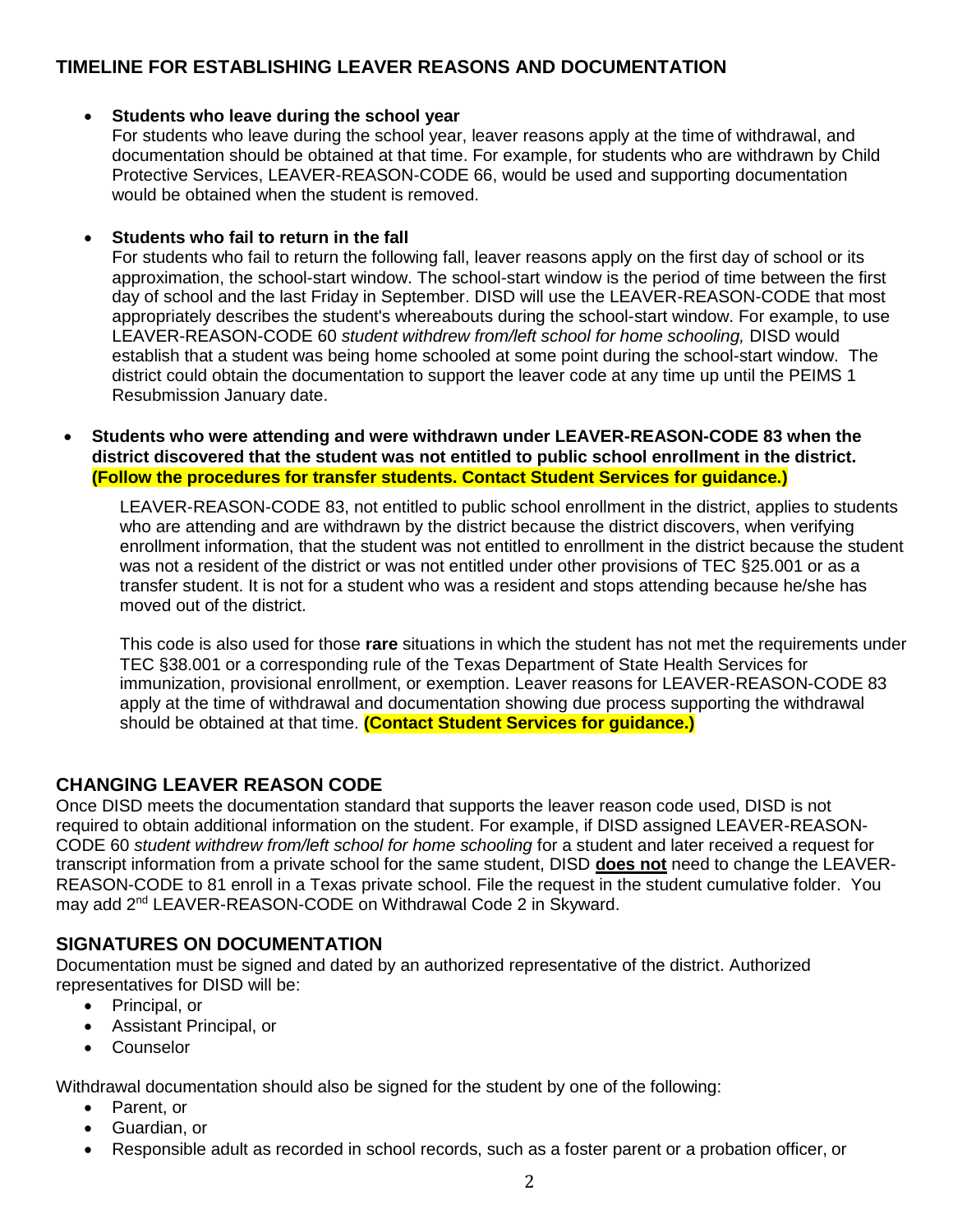## TIMELINE FOR ESTABLISHING LEAVER REASONS AND DOCUMENTATION

- **Students who leave during the school year**
  For students who leave during the school year, leaver reasons apply at the time of withdrawal, and documentation should be obtained at that time. For example, for students who are withdrawn by Child Protective Services, LEAVER-REASON-CODE 66, would be used and supporting documentation would be obtained when the student is removed.

- **Students who fail to return in the fall**
  For students who fail to return the following fall, leaver reasons apply on the first day of school or its approximation, the school-start window. The school-start window is the period of time between the first day of school and the last Friday in September. DISD will use the LEAVER-REASON-CODE that most appropriately describes the student's whereabouts during the school-start window. For example, to use LEAVER-REASON-CODE 60 *student withdrew from/left school for home schooling,* DISD would establish that a student was being home schooled at some point during the school-start window. The district could obtain the documentation to support the leaver code at any time up until the PEIMS 1 Resubmission January date.

- **Students who were attending and were withdrawn under LEAVER-REASON-CODE 83 when the district discovered that the student was not entitled to public school enrollment in the district. (Follow the procedures for transfer students. Contact Student Services for guidance.)**

  LEAVER-REASON-CODE 83, not entitled to public school enrollment in the district, applies to students who are attending and are withdrawn by the district because the district discovers, when verifying enrollment information, that the student was not entitled to enrollment in the district because the student was not a resident of the district or was not entitled under other provisions of TEC §25.001 or as a transfer student. It is not for a student who was a resident and stops attending because he/she has moved out of the district.

  This code is also used for those **rare** situations in which the student has not met the requirements under TEC §38.001 or a corresponding rule of the Texas Department of State Health Services for immunization, provisional enrollment, or exemption. Leaver reasons for LEAVER-REASON-CODE 83 apply at the time of withdrawal and documentation showing due process supporting the withdrawal should be obtained at that time. **(Contact Student Services for guidance.)**

## CHANGING LEAVER REASON CODE

Once DISD meets the documentation standard that supports the leaver reason code used, DISD is not required to obtain additional information on the student. For example, if DISD assigned LEAVER-REASON-CODE 60 *student withdrew from/left school for home schooling* for a student and later received a request for transcript information from a private school for the same student, DISD **does not** need to change the LEAVER-REASON-CODE to 81 enroll in a Texas private school. File the request in the student cumulative folder. You may add 2nd LEAVER-REASON-CODE on Withdrawal Code 2 in Skyward.

## SIGNATURES ON DOCUMENTATION

Documentation must be signed and dated by an authorized representative of the district. Authorized representatives for DISD will be:

- Principal, or
- Assistant Principal, or
- Counselor

Withdrawal documentation should also be signed for the student by one of the following:

- Parent, or
- Guardian, or
- Responsible adult as recorded in school records, such as a foster parent or a probation officer, or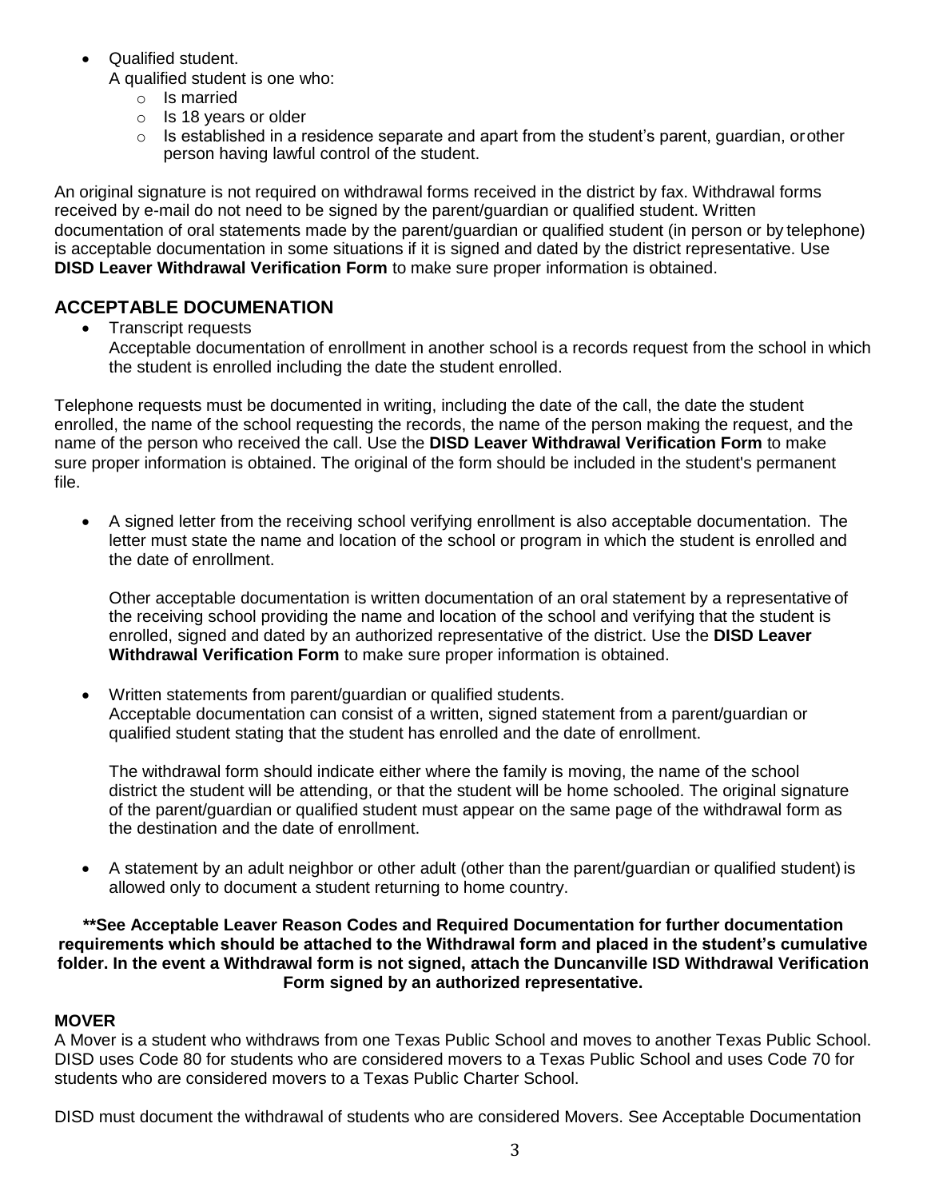- Qualified student.
  A qualified student is one who:
  - Is married
  - Is 18 years or older
  - Is established in a residence separate and apart from the student's parent, guardian, or other person having lawful control of the student.

An original signature is not required on withdrawal forms received in the district by fax. Withdrawal forms received by e-mail do not need to be signed by the parent/guardian or qualified student. Written documentation of oral statements made by the parent/guardian or qualified student (in person or by telephone) is acceptable documentation in some situations if it is signed and dated by the district representative. Use **DISD Leaver Withdrawal Verification Form** to make sure proper information is obtained.

## ACCEPTABLE DOCUMENATION

- Transcript requests
  Acceptable documentation of enrollment in another school is a records request from the school in which the student is enrolled including the date the student enrolled.

Telephone requests must be documented in writing, including the date of the call, the date the student enrolled, the name of the school requesting the records, the name of the person making the request, and the name of the person who received the call. Use the **DISD Leaver Withdrawal Verification Form** to make sure proper information is obtained. The original of the form should be included in the student's permanent file.

- A signed letter from the receiving school verifying enrollment is also acceptable documentation. The letter must state the name and location of the school or program in which the student is enrolled and the date of enrollment.

  Other acceptable documentation is written documentation of an oral statement by a representative of the receiving school providing the name and location of the school and verifying that the student is enrolled, signed and dated by an authorized representative of the district. Use the **DISD Leaver Withdrawal Verification Form** to make sure proper information is obtained.

- Written statements from parent/guardian or qualified students.
  Acceptable documentation can consist of a written, signed statement from a parent/guardian or qualified student stating that the student has enrolled and the date of enrollment.

  The withdrawal form should indicate either where the family is moving, the name of the school district the student will be attending, or that the student will be home schooled. The original signature of the parent/guardian or qualified student must appear on the same page of the withdrawal form as the destination and the date of enrollment.

- A statement by an adult neighbor or other adult (other than the parent/guardian or qualified student) is allowed only to document a student returning to home country.

**\*\*See Acceptable Leaver Reason Codes and Required Documentation for further documentation requirements which should be attached to the Withdrawal form and placed in the student's cumulative folder. In the event a Withdrawal form is not signed, attach the Duncanville ISD Withdrawal Verification Form signed by an authorized representative.**

### MOVER

A Mover is a student who withdraws from one Texas Public School and moves to another Texas Public School. DISD uses Code 80 for students who are considered movers to a Texas Public School and uses Code 70 for students who are considered movers to a Texas Public Charter School.

DISD must document the withdrawal of students who are considered Movers. See Acceptable Documentation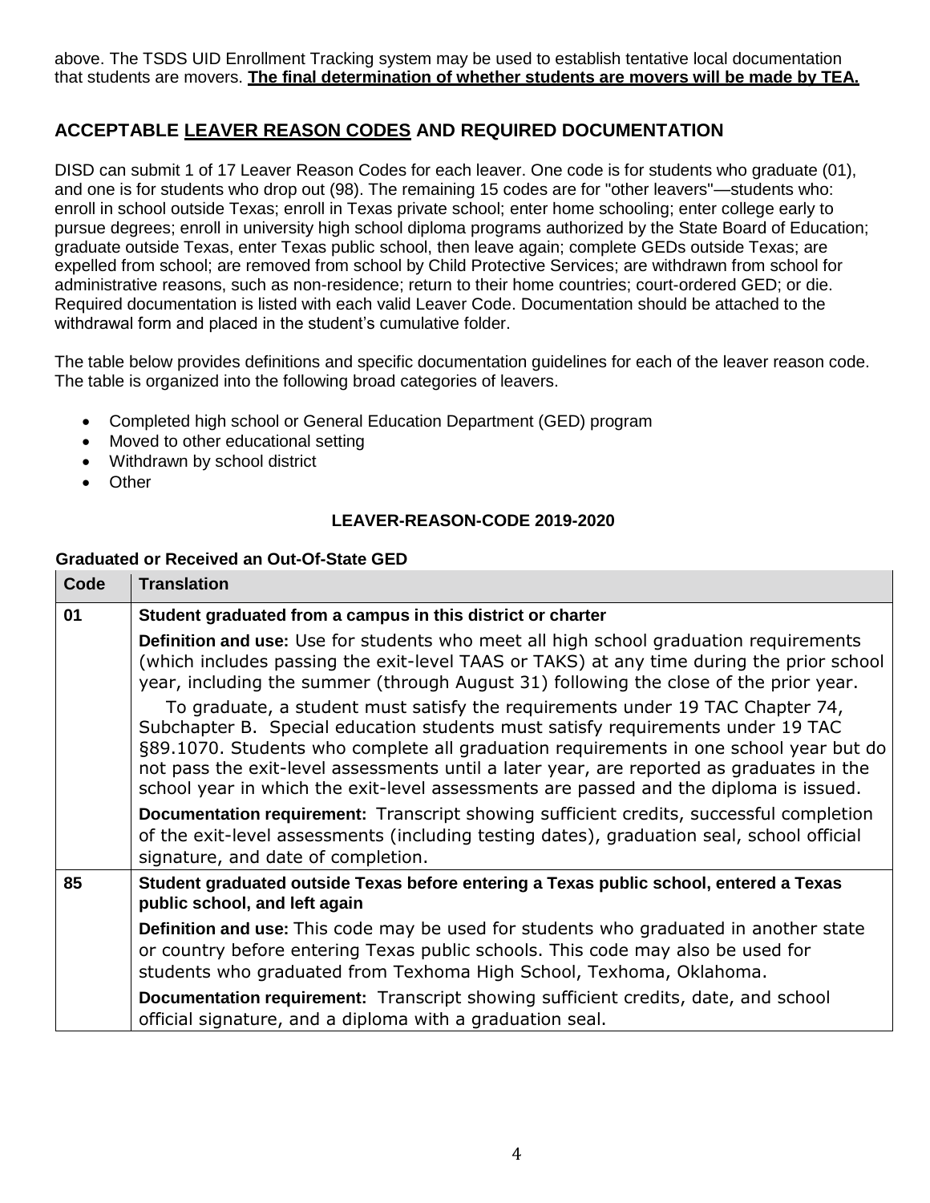above. The TSDS UID Enrollment Tracking system may be used to establish tentative local documentation that students are movers. **The final determination of whether students are movers will be made by TEA.**

## ACCEPTABLE LEAVER REASON CODES AND REQUIRED DOCUMENTATION

DISD can submit 1 of 17 Leaver Reason Codes for each leaver. One code is for students who graduate (01), and one is for students who drop out (98). The remaining 15 codes are for "other leavers"—students who: enroll in school outside Texas; enroll in Texas private school; enter home schooling; enter college early to pursue degrees; enroll in university high school diploma programs authorized by the State Board of Education; graduate outside Texas, enter Texas public school, then leave again; complete GEDs outside Texas; are expelled from school; are removed from school by Child Protective Services; are withdrawn from school for administrative reasons, such as non-residence; return to their home countries; court-ordered GED; or die. Required documentation is listed with each valid Leaver Code. Documentation should be attached to the withdrawal form and placed in the student's cumulative folder.

The table below provides definitions and specific documentation guidelines for each of the leaver reason code. The table is organized into the following broad categories of leavers.

- Completed high school or General Education Department (GED) program
- Moved to other educational setting
- Withdrawn by school district
- Other

### LEAVER-REASON-CODE 2019-2020

**Graduated or Received an Out-Of-State GED**

| Code | Translation |
|---|---|
| 01 | **Student graduated from a campus in this district or charter**<br>**Definition and use:** Use for students who meet all high school graduation requirements (which includes passing the exit-level TAAS or TAKS) at any time during the prior school year, including the summer (through August 31) following the close of the prior year.<br>To graduate, a student must satisfy the requirements under 19 TAC Chapter 74, Subchapter B. Special education students must satisfy requirements under 19 TAC §89.1070. Students who complete all graduation requirements in one school year but do not pass the exit-level assessments until a later year, are reported as graduates in the school year in which the exit-level assessments are passed and the diploma is issued.<br>**Documentation requirement:** Transcript showing sufficient credits, successful completion of the exit-level assessments (including testing dates), graduation seal, school official signature, and date of completion. |
| 85 | **Student graduated outside Texas before entering a Texas public school, entered a Texas public school, and left again**<br>**Definition and use:** This code may be used for students who graduated in another state or country before entering Texas public schools. This code may also be used for students who graduated from Texhoma High School, Texhoma, Oklahoma.<br>**Documentation requirement:** Transcript showing sufficient credits, date, and school official signature, and a diploma with a graduation seal. |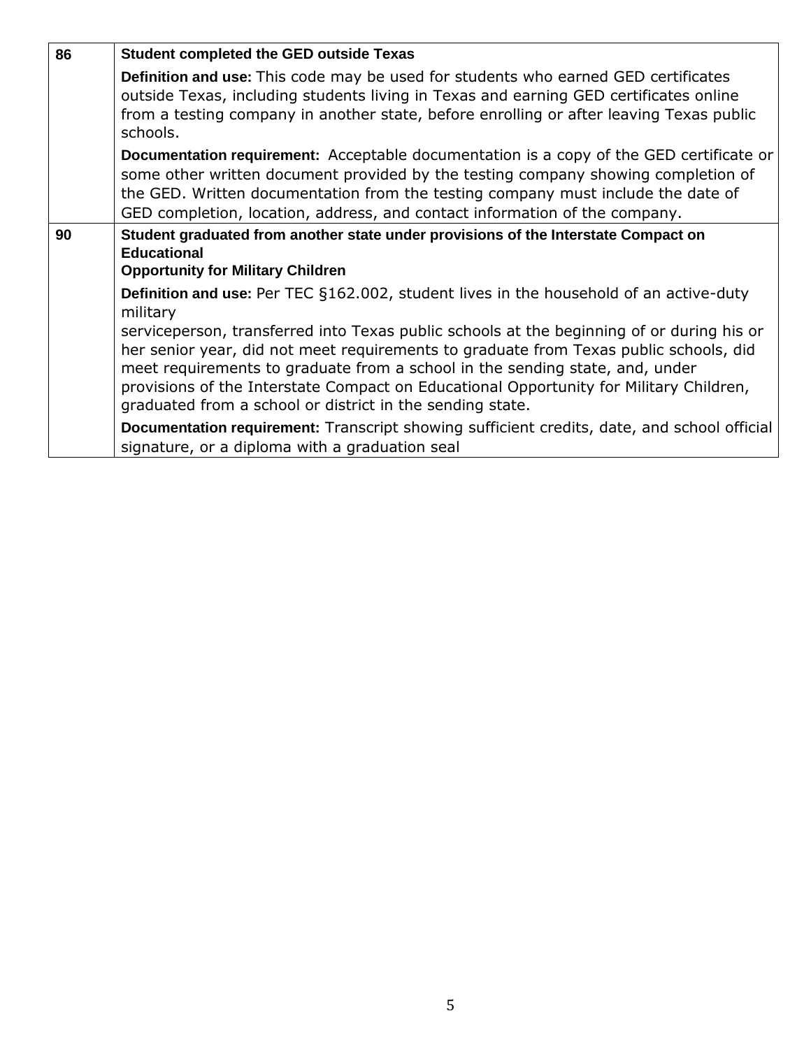| | |
|---|---|
| 86 | **Student completed the GED outside Texas**<br>**Definition and use:** This code may be used for students who earned GED certificates outside Texas, including students living in Texas and earning GED certificates online from a testing company in another state, before enrolling or after leaving Texas public schools.<br>**Documentation requirement:** Acceptable documentation is a copy of the GED certificate or some other written document provided by the testing company showing completion of the GED. Written documentation from the testing company must include the date of GED completion, location, address, and contact information of the company. |
| 90 | **Student graduated from another state under provisions of the Interstate Compact on Educational Opportunity for Military Children**<br>**Definition and use:** Per TEC §162.002, student lives in the household of an active-duty military serviceperson, transferred into Texas public schools at the beginning of or during his or her senior year, did not meet requirements to graduate from Texas public schools, did meet requirements to graduate from a school in the sending state, and, under provisions of the Interstate Compact on Educational Opportunity for Military Children, graduated from a school or district in the sending state.<br>**Documentation requirement:** Transcript showing sufficient credits, date, and school official signature, or a diploma with a graduation seal |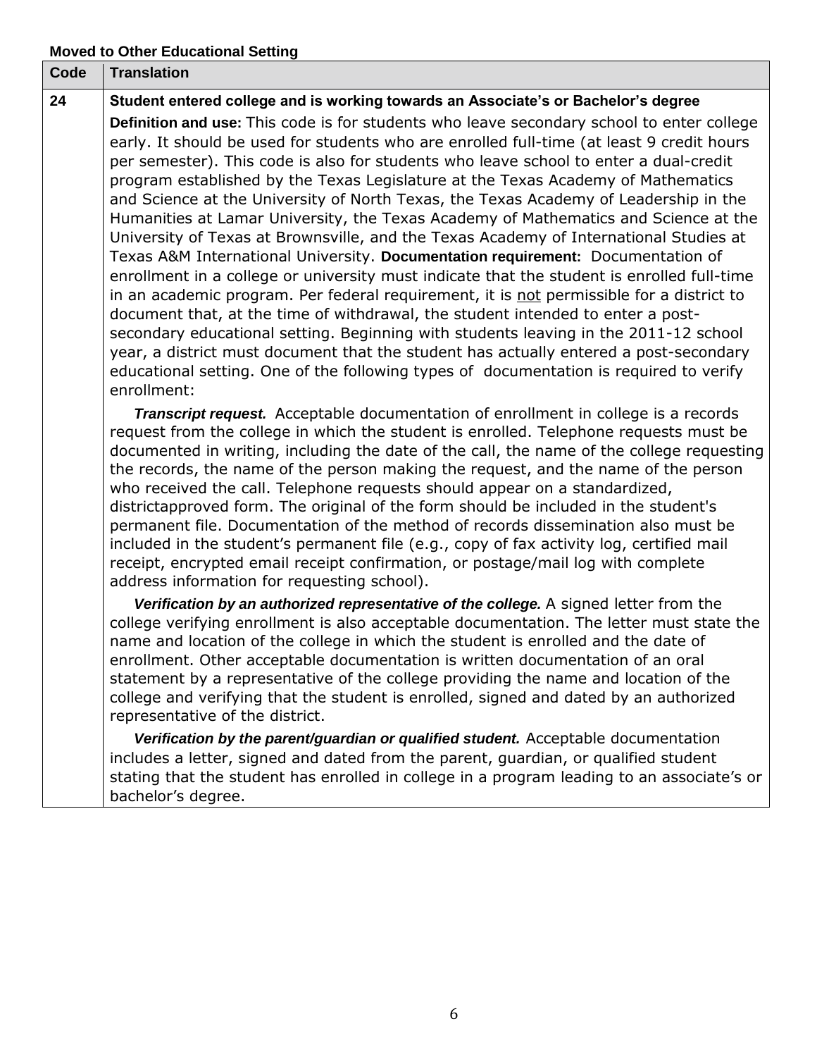**Moved to Other Educational Setting**

| Code | Translation |
|---|---|
| 24 | **Student entered college and is working towards an Associate's or Bachelor's degree**<br><br>**Definition and use:** This code is for students who leave secondary school to enter college early. It should be used for students who are enrolled full-time (at least 9 credit hours per semester). This code is also for students who leave school to enter a dual-credit program established by the Texas Legislature at the Texas Academy of Mathematics and Science at the University of North Texas, the Texas Academy of Leadership in the Humanities at Lamar University, the Texas Academy of Mathematics and Science at the University of Texas at Brownsville, and the Texas Academy of International Studies at Texas A&M International University. **Documentation requirement:** Documentation of enrollment in a college or university must indicate that the student is enrolled full-time in an academic program. Per federal requirement, it is <u>not</u> permissible for a district to document that, at the time of withdrawal, the student intended to enter a post-secondary educational setting. Beginning with students leaving in the 2011-12 school year, a district must document that the student has actually entered a post-secondary educational setting. One of the following types of documentation is required to verify enrollment:<br><br>***Transcript request.*** Acceptable documentation of enrollment in college is a records request from the college in which the student is enrolled. Telephone requests must be documented in writing, including the date of the call, the name of the college requesting the records, the name of the person making the request, and the name of the person who received the call. Telephone requests should appear on a standardized, districtapproved form. The original of the form should be included in the student's permanent file. Documentation of the method of records dissemination also must be included in the student's permanent file (e.g., copy of fax activity log, certified mail receipt, encrypted email receipt confirmation, or postage/mail log with complete address information for requesting school).<br><br>***Verification by an authorized representative of the college.*** A signed letter from the college verifying enrollment is also acceptable documentation. The letter must state the name and location of the college in which the student is enrolled and the date of enrollment. Other acceptable documentation is written documentation of an oral statement by a representative of the college providing the name and location of the college and verifying that the student is enrolled, signed and dated by an authorized representative of the district.<br><br>***Verification by the parent/guardian or qualified student.*** Acceptable documentation includes a letter, signed and dated from the parent, guardian, or qualified student stating that the student has enrolled in college in a program leading to an associate's or bachelor's degree. |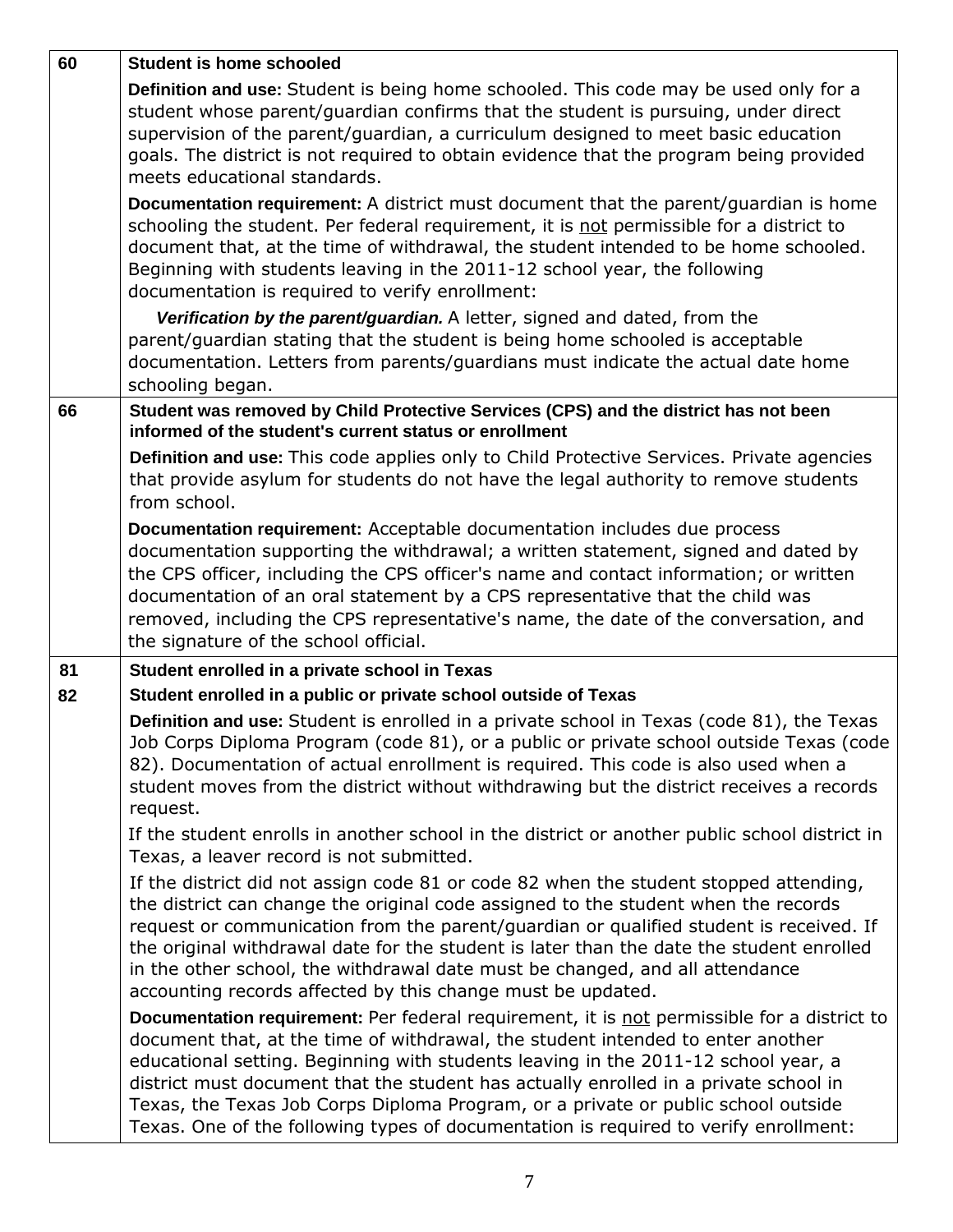| | |
|---|---|
| 60 | **Student is home schooled**<br><br>**Definition and use:** Student is being home schooled. This code may be used only for a student whose parent/guardian confirms that the student is pursuing, under direct supervision of the parent/guardian, a curriculum designed to meet basic education goals. The district is not required to obtain evidence that the program being provided meets educational standards.<br><br>**Documentation requirement:** A district must document that the parent/guardian is home schooling the student. Per federal requirement, it is not permissible for a district to document that, at the time of withdrawal, the student intended to be home schooled. Beginning with students leaving in the 2011-12 school year, the following documentation is required to verify enrollment:<br><br>***Verification by the parent/guardian.*** A letter, signed and dated, from the parent/guardian stating that the student is being home schooled is acceptable documentation. Letters from parents/guardians must indicate the actual date home schooling began. |
| 66 | **Student was removed by Child Protective Services (CPS) and the district has not been informed of the student's current status or enrollment**<br><br>**Definition and use:** This code applies only to Child Protective Services. Private agencies that provide asylum for students do not have the legal authority to remove students from school.<br><br>**Documentation requirement:** Acceptable documentation includes due process documentation supporting the withdrawal; a written statement, signed and dated by the CPS officer, including the CPS officer's name and contact information; or written documentation of an oral statement by a CPS representative that the child was removed, including the CPS representative's name, the date of the conversation, and the signature of the school official. |
| 81<br><br>82 | **Student enrolled in a private school in Texas**<br><br>**Student enrolled in a public or private school outside of Texas**<br><br>**Definition and use:** Student is enrolled in a private school in Texas (code 81), the Texas Job Corps Diploma Program (code 81), or a public or private school outside Texas (code 82). Documentation of actual enrollment is required. This code is also used when a student moves from the district without withdrawing but the district receives a records request.<br><br>If the student enrolls in another school in the district or another public school district in Texas, a leaver record is not submitted.<br><br>If the district did not assign code 81 or code 82 when the student stopped attending, the district can change the original code assigned to the student when the records request or communication from the parent/guardian or qualified student is received. If the original withdrawal date for the student is later than the date the student enrolled in the other school, the withdrawal date must be changed, and all attendance accounting records affected by this change must be updated.<br><br>**Documentation requirement:** Per federal requirement, it is not permissible for a district to document that, at the time of withdrawal, the student intended to enter another educational setting. Beginning with students leaving in the 2011-12 school year, a district must document that the student has actually enrolled in a private school in Texas, the Texas Job Corps Diploma Program, or a private or public school outside Texas. One of the following types of documentation is required to verify enrollment: |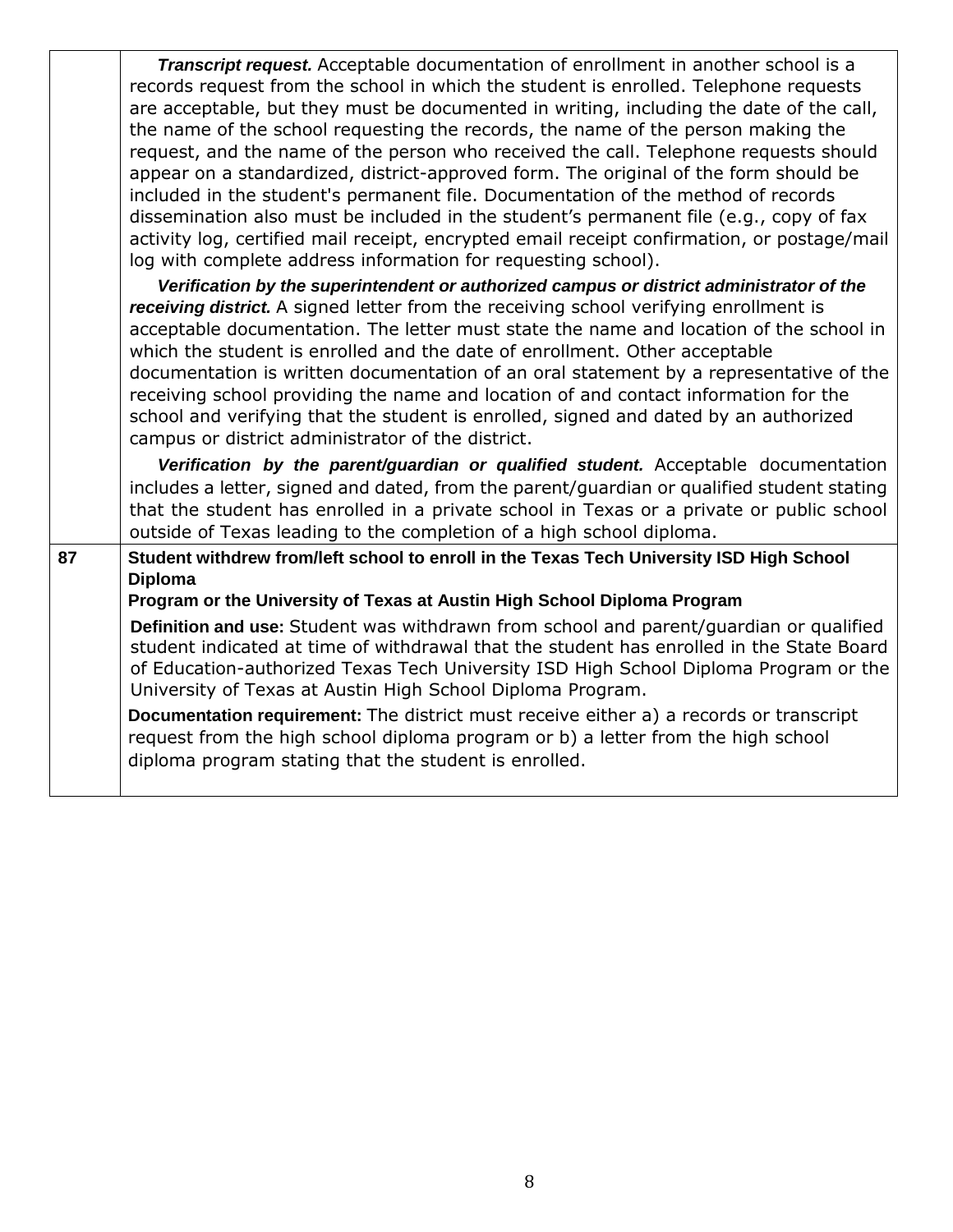| | |
|---|---|
| | ***Transcript request.*** Acceptable documentation of enrollment in another school is a records request from the school in which the student is enrolled. Telephone requests are acceptable, but they must be documented in writing, including the date of the call, the name of the school requesting the records, the name of the person making the request, and the name of the person who received the call. Telephone requests should appear on a standardized, district-approved form. The original of the form should be included in the student's permanent file. Documentation of the method of records dissemination also must be included in the student's permanent file (e.g., copy of fax activity log, certified mail receipt, encrypted email receipt confirmation, or postage/mail log with complete address information for requesting school).<br><br>***Verification by the superintendent or authorized campus or district administrator of the receiving district.*** A signed letter from the receiving school verifying enrollment is acceptable documentation. The letter must state the name and location of the school in which the student is enrolled and the date of enrollment. Other acceptable documentation is written documentation of an oral statement by a representative of the receiving school providing the name and location of and contact information for the school and verifying that the student is enrolled, signed and dated by an authorized campus or district administrator of the district.<br><br>***Verification by the parent/guardian or qualified student.*** Acceptable documentation includes a letter, signed and dated, from the parent/guardian or qualified student stating that the student has enrolled in a private school in Texas or a private or public school outside of Texas leading to the completion of a high school diploma. |
| **87** | **Student withdrew from/left school to enroll in the Texas Tech University ISD High School Diploma Program or the University of Texas at Austin High School Diploma Program**<br><br>**Definition and use:** Student was withdrawn from school and parent/guardian or qualified student indicated at time of withdrawal that the student has enrolled in the State Board of Education-authorized Texas Tech University ISD High School Diploma Program or the University of Texas at Austin High School Diploma Program.<br><br>**Documentation requirement:** The district must receive either a) a records or transcript request from the high school diploma program or b) a letter from the high school diploma program stating that the student is enrolled. |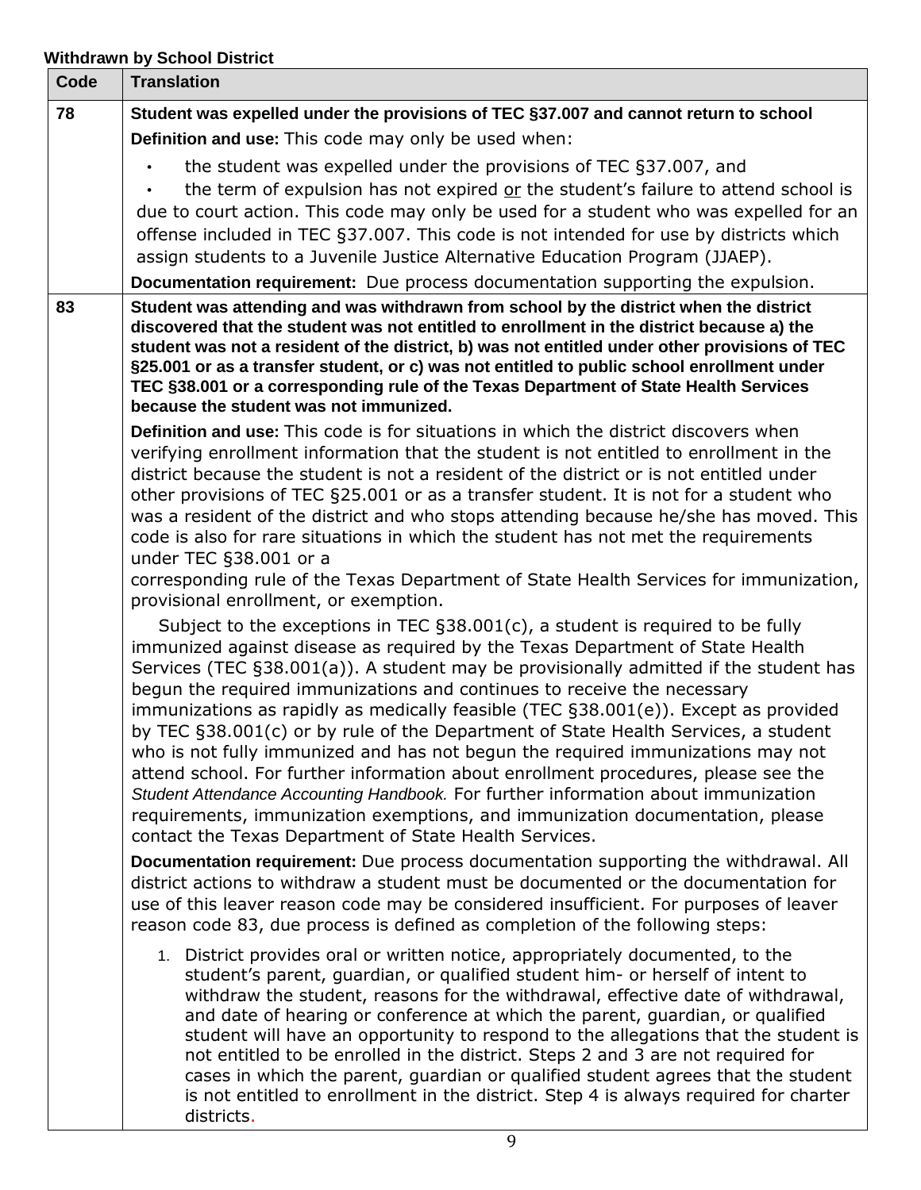**Withdrawn by School District**

| Code | Translation |
|---|---|
| 78 | **Student was expelled under the provisions of TEC §37.007 and cannot return to school**<br>**Definition and use:** This code may only be used when:<br>• the student was expelled under the provisions of TEC §37.007, and<br>• the term of expulsion has not expired or the student's failure to attend school is due to court action. This code may only be used for a student who was expelled for an offense included in TEC §37.007. This code is not intended for use by districts which assign students to a Juvenile Justice Alternative Education Program (JJAEP).<br>**Documentation requirement:** Due process documentation supporting the expulsion. |
| 83 | **Student was attending and was withdrawn from school by the district when the district discovered that the student was not entitled to enrollment in the district because a) the student was not a resident of the district, b) was not entitled under other provisions of TEC §25.001 or as a transfer student, or c) was not entitled to public school enrollment under TEC §38.001 or a corresponding rule of the Texas Department of State Health Services because the student was not immunized.**<br>**Definition and use:** This code is for situations in which the district discovers when verifying enrollment information that the student is not entitled to enrollment in the district because the student is not a resident of the district or is not entitled under other provisions of TEC §25.001 or as a transfer student. It is not for a student who was a resident of the district and who stops attending because he/she has moved. This code is also for rare situations in which the student has not met the requirements under TEC §38.001 or a corresponding rule of the Texas Department of State Health Services for immunization, provisional enrollment, or exemption.<br>Subject to the exceptions in TEC §38.001(c), a student is required to be fully immunized against disease as required by the Texas Department of State Health Services (TEC §38.001(a)). A student may be provisionally admitted if the student has begun the required immunizations and continues to receive the necessary immunizations as rapidly as medically feasible (TEC §38.001(e)). Except as provided by TEC §38.001(c) or by rule of the Department of State Health Services, a student who is not fully immunized and has not begun the required immunizations may not attend school. For further information about enrollment procedures, please see the *Student Attendance Accounting Handbook.* For further information about immunization requirements, immunization exemptions, and immunization documentation, please contact the Texas Department of State Health Services.<br>**Documentation requirement:** Due process documentation supporting the withdrawal. All district actions to withdraw a student must be documented or the documentation for use of this leaver reason code may be considered insufficient. For purposes of leaver reason code 83, due process is defined as completion of the following steps:<br>1. District provides oral or written notice, appropriately documented, to the student's parent, guardian, or qualified student him- or herself of intent to withdraw the student, reasons for the withdrawal, effective date of withdrawal, and date of hearing or conference at which the parent, guardian, or qualified student will have an opportunity to respond to the allegations that the student is not entitled to be enrolled in the district. Steps 2 and 3 are not required for cases in which the parent, guardian or qualified student agrees that the student is not entitled to enrollment in the district. Step 4 is always required for charter districts. |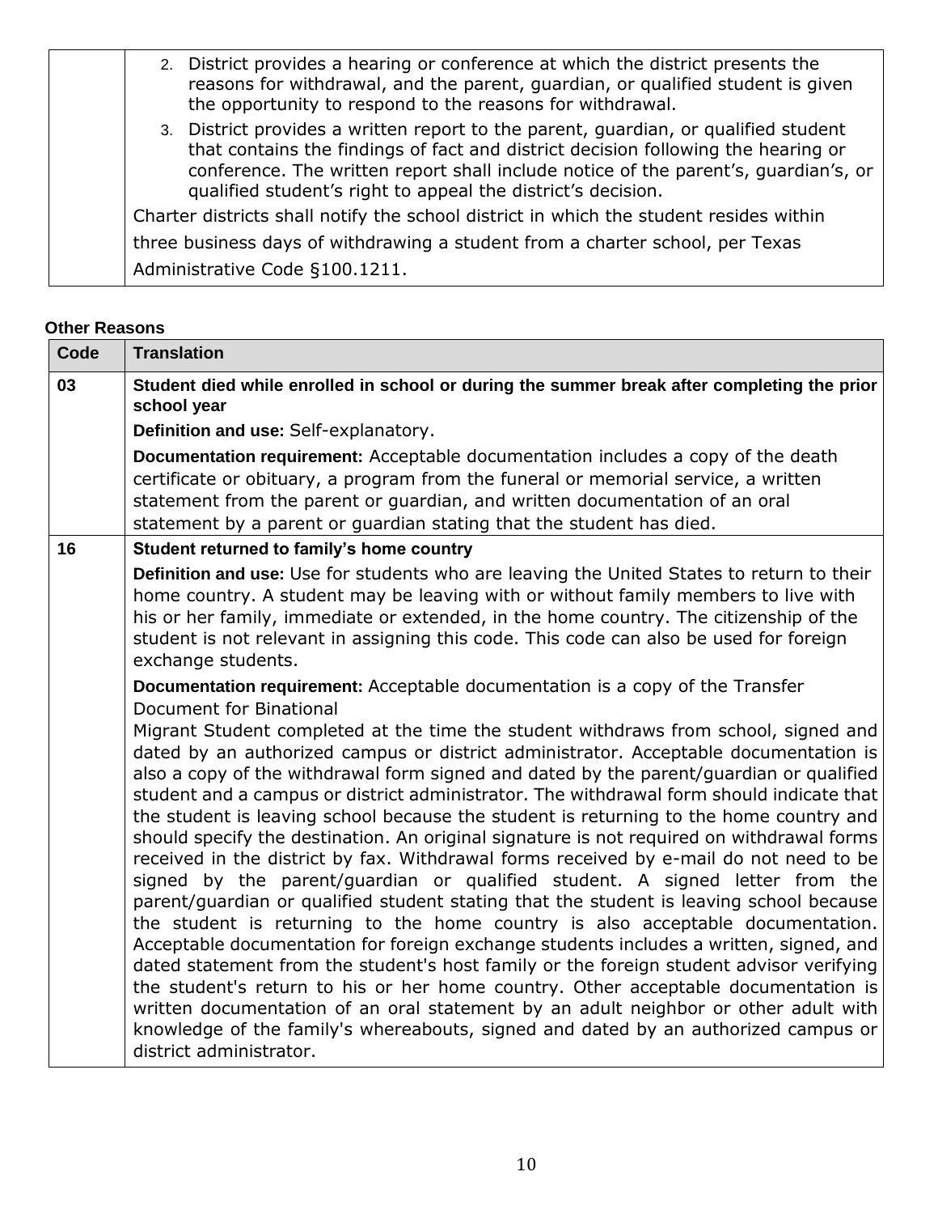| | |
|---|---|
| | 2. District provides a hearing or conference at which the district presents the reasons for withdrawal, and the parent, guardian, or qualified student is given the opportunity to respond to the reasons for withdrawal.<br>3. District provides a written report to the parent, guardian, or qualified student that contains the findings of fact and district decision following the hearing or conference. The written report shall include notice of the parent's, guardian's, or qualified student's right to appeal the district's decision.<br>Charter districts shall notify the school district in which the student resides within three business days of withdrawing a student from a charter school, per Texas Administrative Code §100.1211. |

**Other Reasons**

| Code | Translation |
|---|---|
| **03** | **Student died while enrolled in school or during the summer break after completing the prior school year**<br>**Definition and use:** Self-explanatory.<br>**Documentation requirement:** Acceptable documentation includes a copy of the death certificate or obituary, a program from the funeral or memorial service, a written statement from the parent or guardian, and written documentation of an oral statement by a parent or guardian stating that the student has died. |
| **16** | **Student returned to family's home country**<br>**Definition and use:** Use for students who are leaving the United States to return to their home country. A student may be leaving with or without family members to live with his or her family, immediate or extended, in the home country. The citizenship of the student is not relevant in assigning this code. This code can also be used for foreign exchange students.<br>**Documentation requirement:** Acceptable documentation is a copy of the Transfer Document for Binational<br>Migrant Student completed at the time the student withdraws from school, signed and dated by an authorized campus or district administrator. Acceptable documentation is also a copy of the withdrawal form signed and dated by the parent/guardian or qualified student and a campus or district administrator. The withdrawal form should indicate that the student is leaving school because the student is returning to the home country and should specify the destination. An original signature is not required on withdrawal forms received in the district by fax. Withdrawal forms received by e-mail do not need to be signed by the parent/guardian or qualified student. A signed letter from the parent/guardian or qualified student stating that the student is leaving school because the student is returning to the home country is also acceptable documentation. Acceptable documentation for foreign exchange students includes a written, signed, and dated statement from the student's host family or the foreign student advisor verifying the student's return to his or her home country. Other acceptable documentation is written documentation of an oral statement by an adult neighbor or other adult with knowledge of the family's whereabouts, signed and dated by an authorized campus or district administrator. |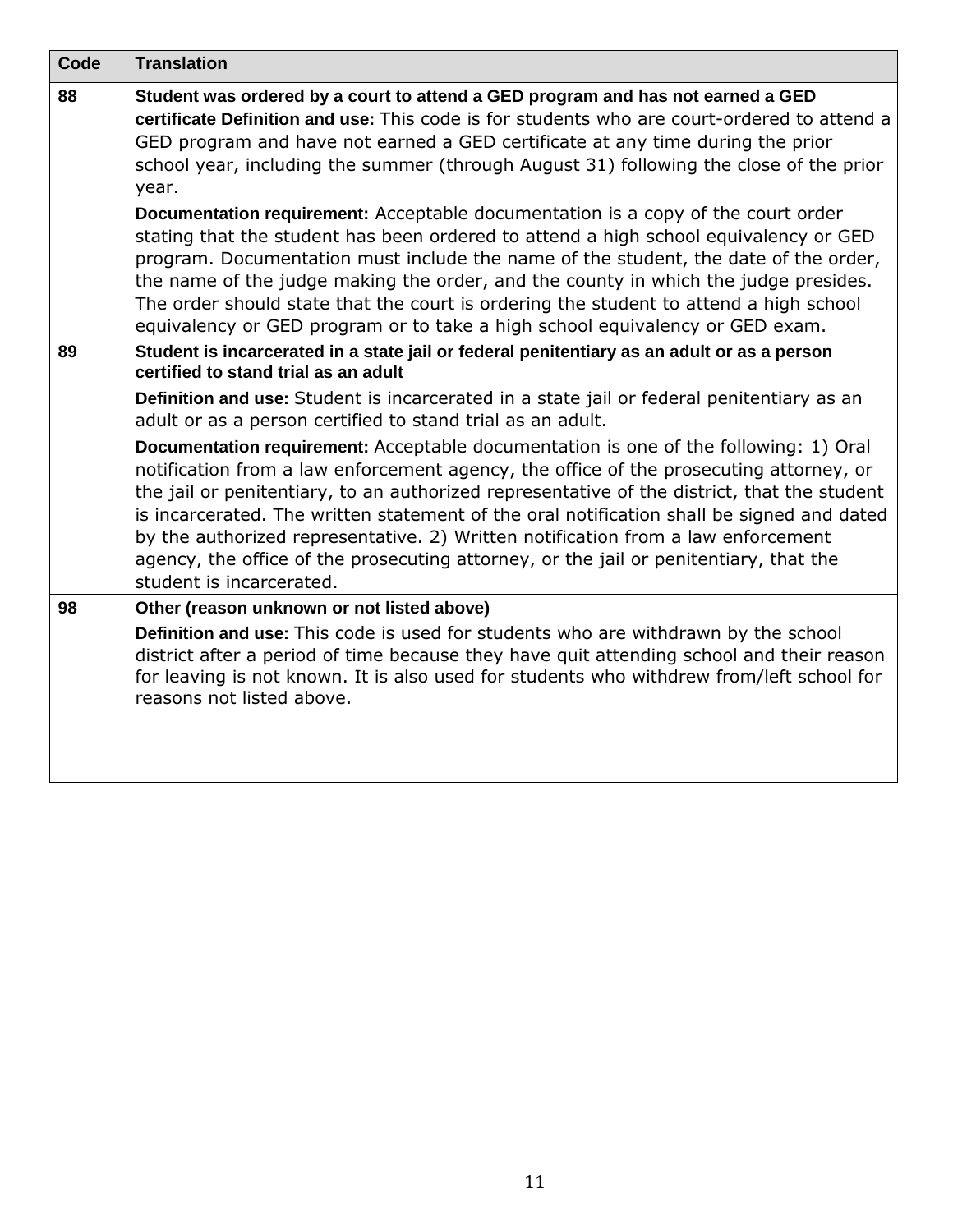| Code | Translation |
|---|---|
| 88 | **Student was ordered by a court to attend a GED program and has not earned a GED certificate Definition and use:** This code is for students who are court-ordered to attend a GED program and have not earned a GED certificate at any time during the prior school year, including the summer (through August 31) following the close of the prior year.<br><br>**Documentation requirement:** Acceptable documentation is a copy of the court order stating that the student has been ordered to attend a high school equivalency or GED program. Documentation must include the name of the student, the date of the order, the name of the judge making the order, and the county in which the judge presides. The order should state that the court is ordering the student to attend a high school equivalency or GED program or to take a high school equivalency or GED exam. |
| 89 | **Student is incarcerated in a state jail or federal penitentiary as an adult or as a person certified to stand trial as an adult**<br><br>**Definition and use:** Student is incarcerated in a state jail or federal penitentiary as an adult or as a person certified to stand trial as an adult.<br><br>**Documentation requirement:** Acceptable documentation is one of the following: 1) Oral notification from a law enforcement agency, the office of the prosecuting attorney, or the jail or penitentiary, to an authorized representative of the district, that the student is incarcerated. The written statement of the oral notification shall be signed and dated by the authorized representative. 2) Written notification from a law enforcement agency, the office of the prosecuting attorney, or the jail or penitentiary, that the student is incarcerated. |
| 98 | **Other (reason unknown or not listed above)**<br><br>**Definition and use:** This code is used for students who are withdrawn by the school district after a period of time because they have quit attending school and their reason for leaving is not known. It is also used for students who withdrew from/left school for reasons not listed above. |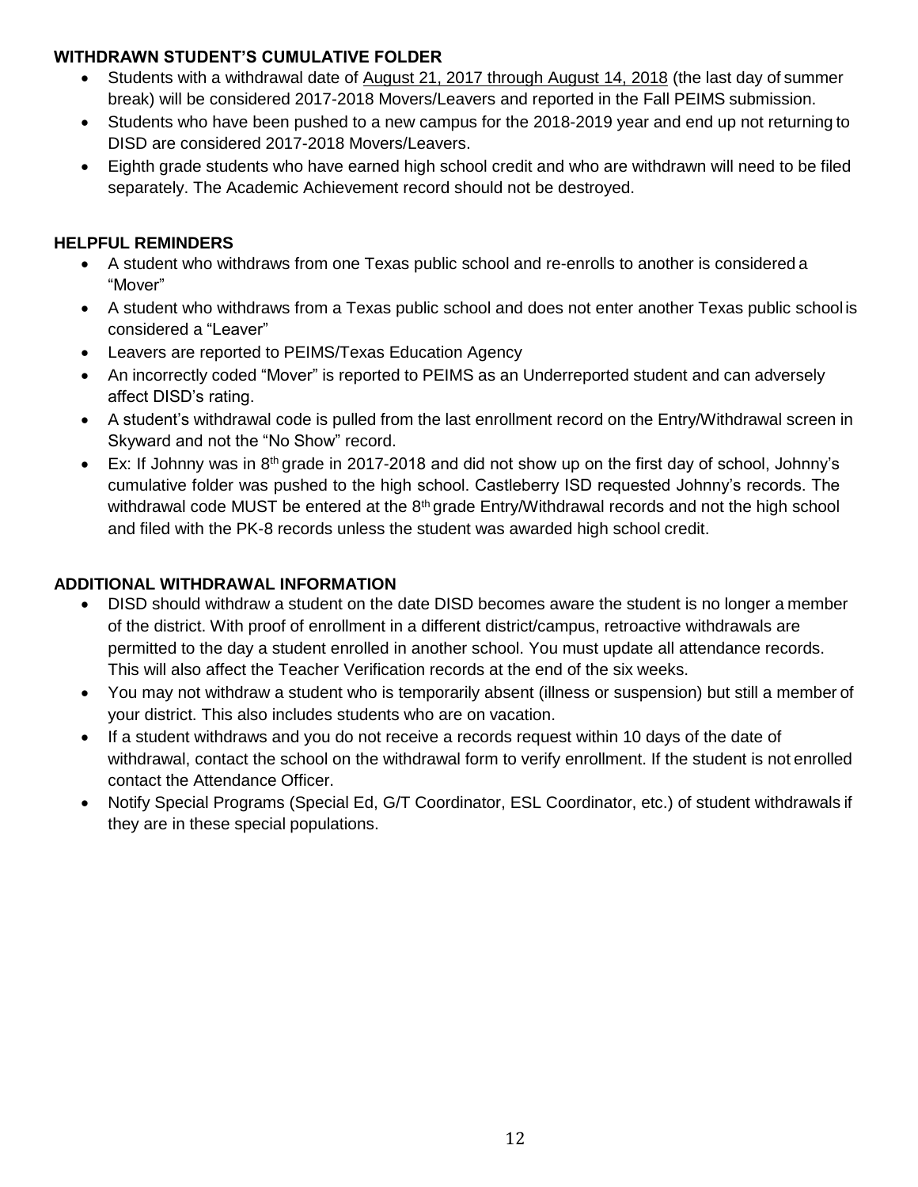## WITHDRAWN STUDENT'S CUMULATIVE FOLDER

- Students with a withdrawal date of August 21, 2017 through August 14, 2018 (the last day of summer break) will be considered 2017-2018 Movers/Leavers and reported in the Fall PEIMS submission.
- Students who have been pushed to a new campus for the 2018-2019 year and end up not returning to DISD are considered 2017-2018 Movers/Leavers.
- Eighth grade students who have earned high school credit and who are withdrawn will need to be filed separately. The Academic Achievement record should not be destroyed.

## HELPFUL REMINDERS

- A student who withdraws from one Texas public school and re-enrolls to another is considered a "Mover"
- A student who withdraws from a Texas public school and does not enter another Texas public school is considered a "Leaver"
- Leavers are reported to PEIMS/Texas Education Agency
- An incorrectly coded "Mover" is reported to PEIMS as an Underreported student and can adversely affect DISD's rating.
- A student's withdrawal code is pulled from the last enrollment record on the Entry/Withdrawal screen in Skyward and not the "No Show" record.
- Ex: If Johnny was in 8th grade in 2017-2018 and did not show up on the first day of school, Johnny's cumulative folder was pushed to the high school. Castleberry ISD requested Johnny's records. The withdrawal code MUST be entered at the 8th grade Entry/Withdrawal records and not the high school and filed with the PK-8 records unless the student was awarded high school credit.

## ADDITIONAL WITHDRAWAL INFORMATION

- DISD should withdraw a student on the date DISD becomes aware the student is no longer a member of the district. With proof of enrollment in a different district/campus, retroactive withdrawals are permitted to the day a student enrolled in another school. You must update all attendance records. This will also affect the Teacher Verification records at the end of the six weeks.
- You may not withdraw a student who is temporarily absent (illness or suspension) but still a member of your district. This also includes students who are on vacation.
- If a student withdraws and you do not receive a records request within 10 days of the date of withdrawal, contact the school on the withdrawal form to verify enrollment. If the student is not enrolled contact the Attendance Officer.
- Notify Special Programs (Special Ed, G/T Coordinator, ESL Coordinator, etc.) of student withdrawals if they are in these special populations.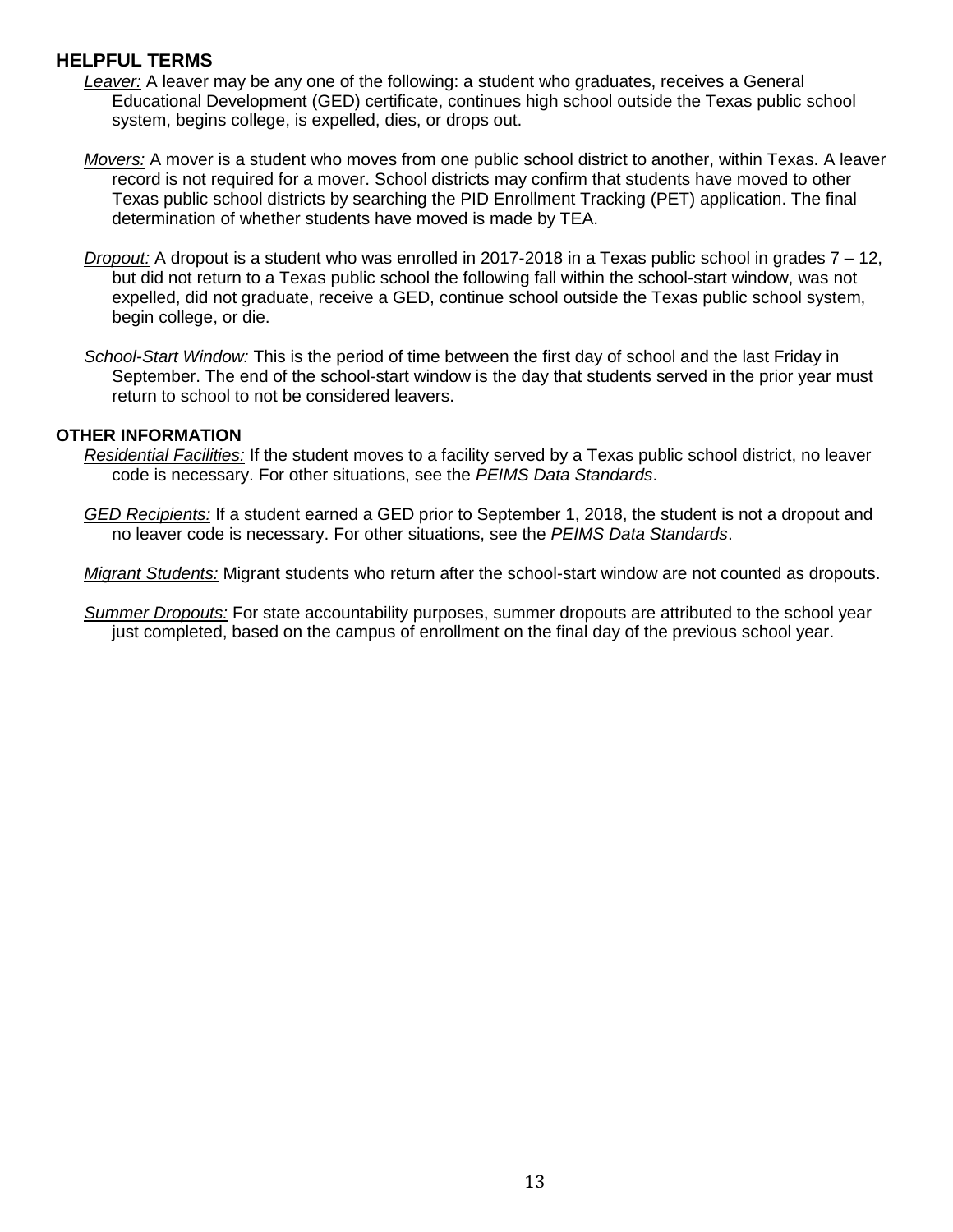## HELPFUL TERMS

*Leaver:* A leaver may be any one of the following: a student who graduates, receives a General Educational Development (GED) certificate, continues high school outside the Texas public school system, begins college, is expelled, dies, or drops out.

*Movers:* A mover is a student who moves from one public school district to another, within Texas. A leaver record is not required for a mover. School districts may confirm that students have moved to other Texas public school districts by searching the PID Enrollment Tracking (PET) application. The final determination of whether students have moved is made by TEA.

*Dropout:* A dropout is a student who was enrolled in 2017-2018 in a Texas public school in grades 7 – 12, but did not return to a Texas public school the following fall within the school-start window, was not expelled, did not graduate, receive a GED, continue school outside the Texas public school system, begin college, or die.

*School-Start Window:* This is the period of time between the first day of school and the last Friday in September. The end of the school-start window is the day that students served in the prior year must return to school to not be considered leavers.

## OTHER INFORMATION

*Residential Facilities:* If the student moves to a facility served by a Texas public school district, no leaver code is necessary. For other situations, see the *PEIMS Data Standards*.

*GED Recipients:* If a student earned a GED prior to September 1, 2018, the student is not a dropout and no leaver code is necessary. For other situations, see the *PEIMS Data Standards*.

*Migrant Students:* Migrant students who return after the school-start window are not counted as dropouts.

*Summer Dropouts:* For state accountability purposes, summer dropouts are attributed to the school year just completed, based on the campus of enrollment on the final day of the previous school year.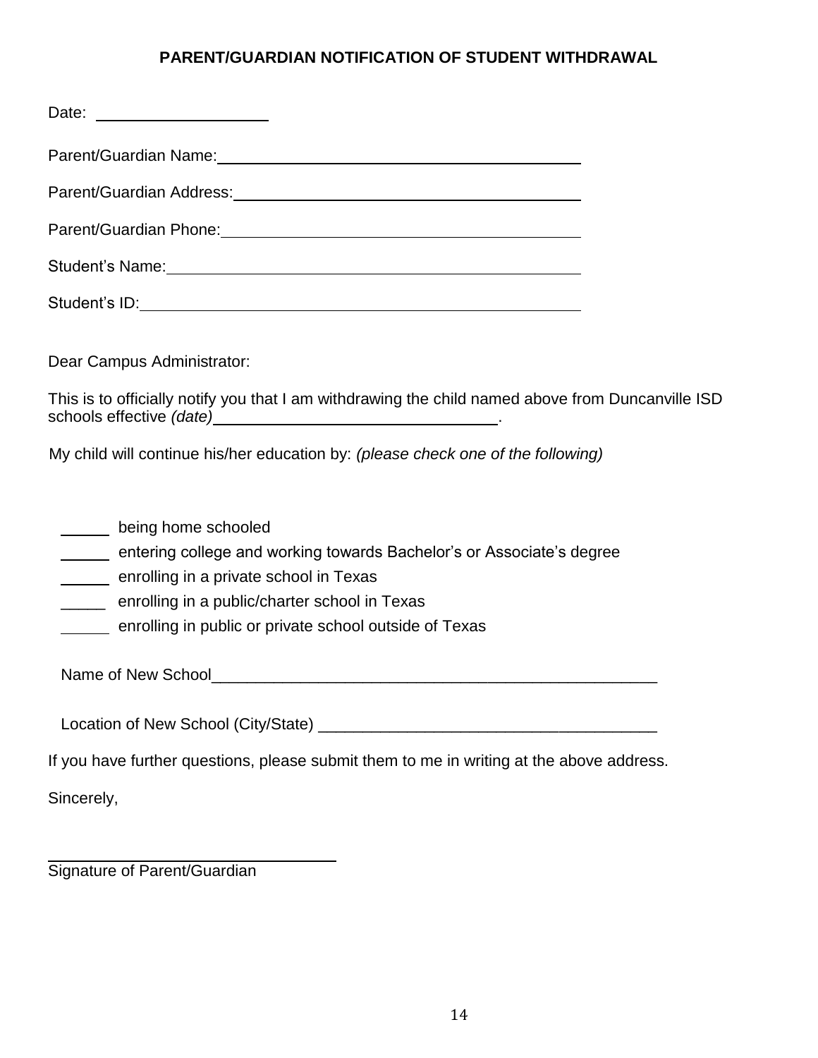# PARENT/GUARDIAN NOTIFICATION OF STUDENT WITHDRAWAL

Date: ____________________

Parent/Guardian Name: ________________________________________

Parent/Guardian Address: ________________________________________

Parent/Guardian Phone: ________________________________________

Student's Name: ________________________________________

Student's ID: ________________________________________

Dear Campus Administrator:

This is to officially notify you that I am withdrawing the child named above from Duncanville ISD schools effective *(date)* ________________________________.

My child will continue his/her education by: *(please check one of the following)*

______ being home schooled
______ entering college and working towards Bachelor's or Associate's degree
______ enrolling in a private school in Texas
______ enrolling in a public/charter school in Texas
______ enrolling in public or private school outside of Texas

Name of New School____________________________________________________

Location of New School (City/State) ______________________________________

If you have further questions, please submit them to me in writing at the above address.

Sincerely,

________________________________
Signature of Parent/Guardian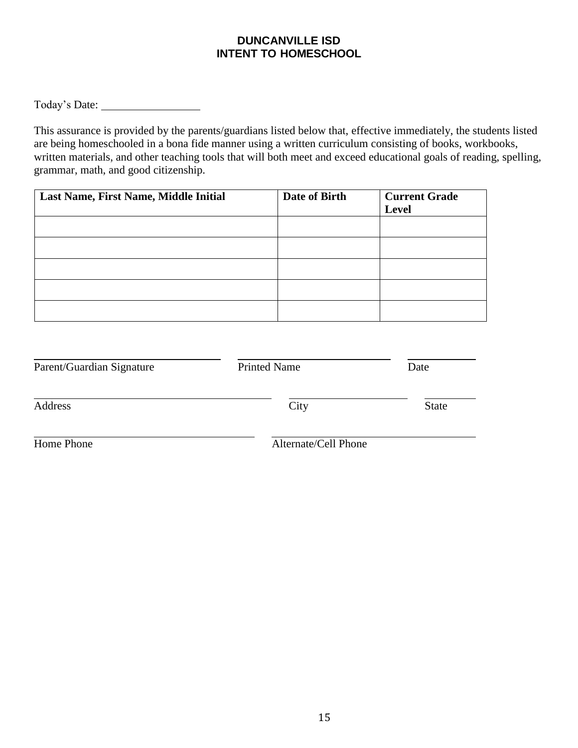# DUNCANVILLE ISD
# INTENT TO HOMESCHOOL

Today's Date: ________________

This assurance is provided by the parents/guardians listed below that, effective immediately, the students listed are being homeschooled in a bona fide manner using a written curriculum consisting of books, workbooks, written materials, and other teaching tools that will both meet and exceed educational goals of reading, spelling, grammar, math, and good citizenship.

| Last Name, First Name, Middle Initial | Date of Birth | Current Grade Level |
|---|---|---|
| | | |
| | | |
| | | |
| | | |
| | | |

________________________________ ________________________________ ____________
Parent/Guardian Signature Printed Name Date

________________________________ ________________________________ ____________
Address City State

________________________________ ________________________________
Home Phone Alternate/Cell Phone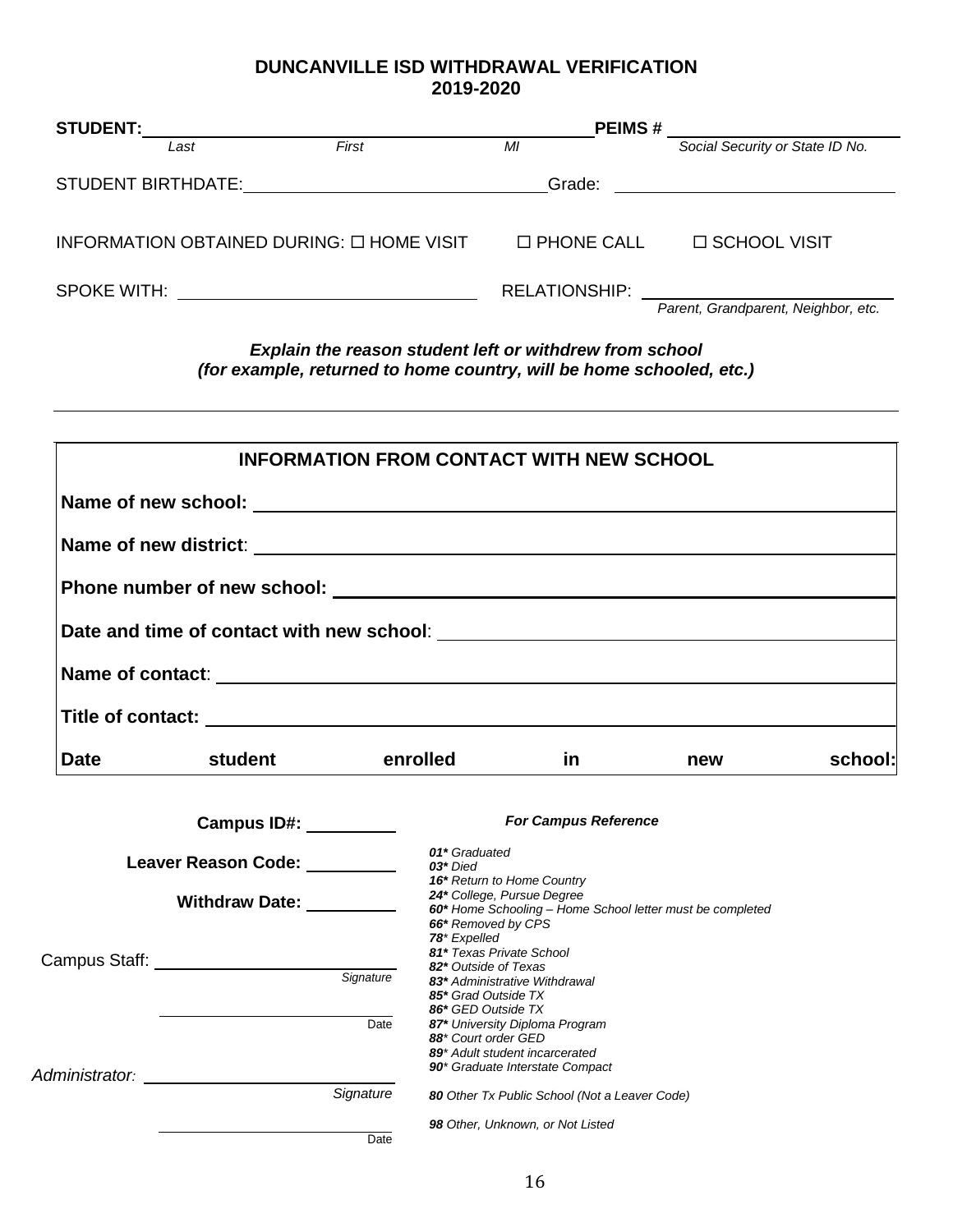# DUNCANVILLE ISD WITHDRAWAL VERIFICATION
## 2019-2020

**STUDENT:** ______________________________________________ **PEIMS #** ______________________
*Last* *First* *MI* *Social Security or State ID No.*

STUDENT BIRTHDATE: ______________________________ Grade: ______________________

INFORMATION OBTAINED DURING: ☐ HOME VISIT ☐ PHONE CALL ☐ SCHOOL VISIT

SPOKE WITH: ______________________________ RELATIONSHIP: ______________________
*Parent, Grandparent, Neighbor, etc.*

***Explain the reason student left or withdrew from school***
***(for example, returned to home country, will be home schooled, etc.)***

______________________________________________________________________________

| INFORMATION FROM CONTACT WITH NEW SCHOOL |
|---|
| **Name of new school:** |
| **Name of new district**: |
| **Phone number of new school:** |
| **Date and time of contact with new school**: |
| **Name of contact**: |
| **Title of contact:** |
| **Date student enrolled in new school:** |

**Campus ID#:** __________

**Leaver Reason Code:** __________

**Withdraw Date:** __________

Campus Staff: ______________________________
*Signature*

______________________________
Date

*Administrator:* ______________________________
*Signature*

______________________________
Date

***For Campus Reference***

- ***01**** *Graduated*
- ***03**** *Died*
- ***16**** *Return to Home Country*
- ***24**** *College, Pursue Degree*
- ***60**** *Home Schooling – Home School letter must be completed*
- ***66**** *Removed by CPS*
- ***78**** *Expelled*
- ***81**** *Texas Private School*
- ***82**** *Outside of Texas*
- ***83**** *Administrative Withdrawal*
- ***85**** *Grad Outside TX*
- ***86**** *GED Outside TX*
- ***87**** *University Diploma Program*
- ***88**** *Court order GED*
- ***89**** *Adult student incarcerated*
- ***90**** *Graduate Interstate Compact*

***80** Other Tx Public School (Not a Leaver Code)*

***98** Other, Unknown, or Not Listed*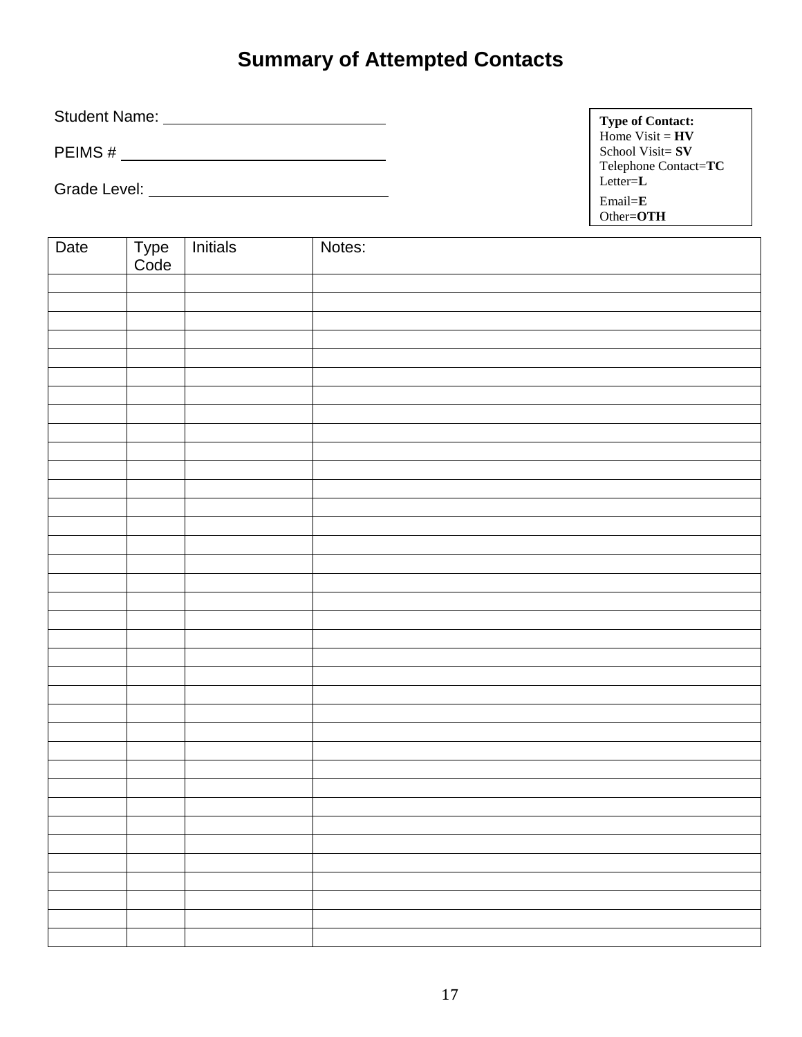# Summary of Attempted Contacts

Student Name: ____________________________

PEIMS # ____________________________

Grade Level: ____________________________

**Type of Contact:**
Home Visit = **HV**
School Visit= **SV**
Telephone Contact=**TC**
Letter=**L**
Email=**E**
Other=**OTH**

| Date | Type Code | Initials | Notes: |
|---|---|---|---|
| | | | |
| | | | |
| | | | |
| | | | |
| | | | |
| | | | |
| | | | |
| | | | |
| | | | |
| | | | |
| | | | |
| | | | |
| | | | |
| | | | |
| | | | |
| | | | |
| | | | |
| | | | |
| | | | |
| | | | |
| | | | |
| | | | |
| | | | |
| | | | |
| | | | |
| | | | |
| | | | |
| | | | |
| | | | |
| | | | |
| | | | |
| | | | |
| | | | |
| | | | |
| | | | |
| | | | |
| | | | |
| | | | |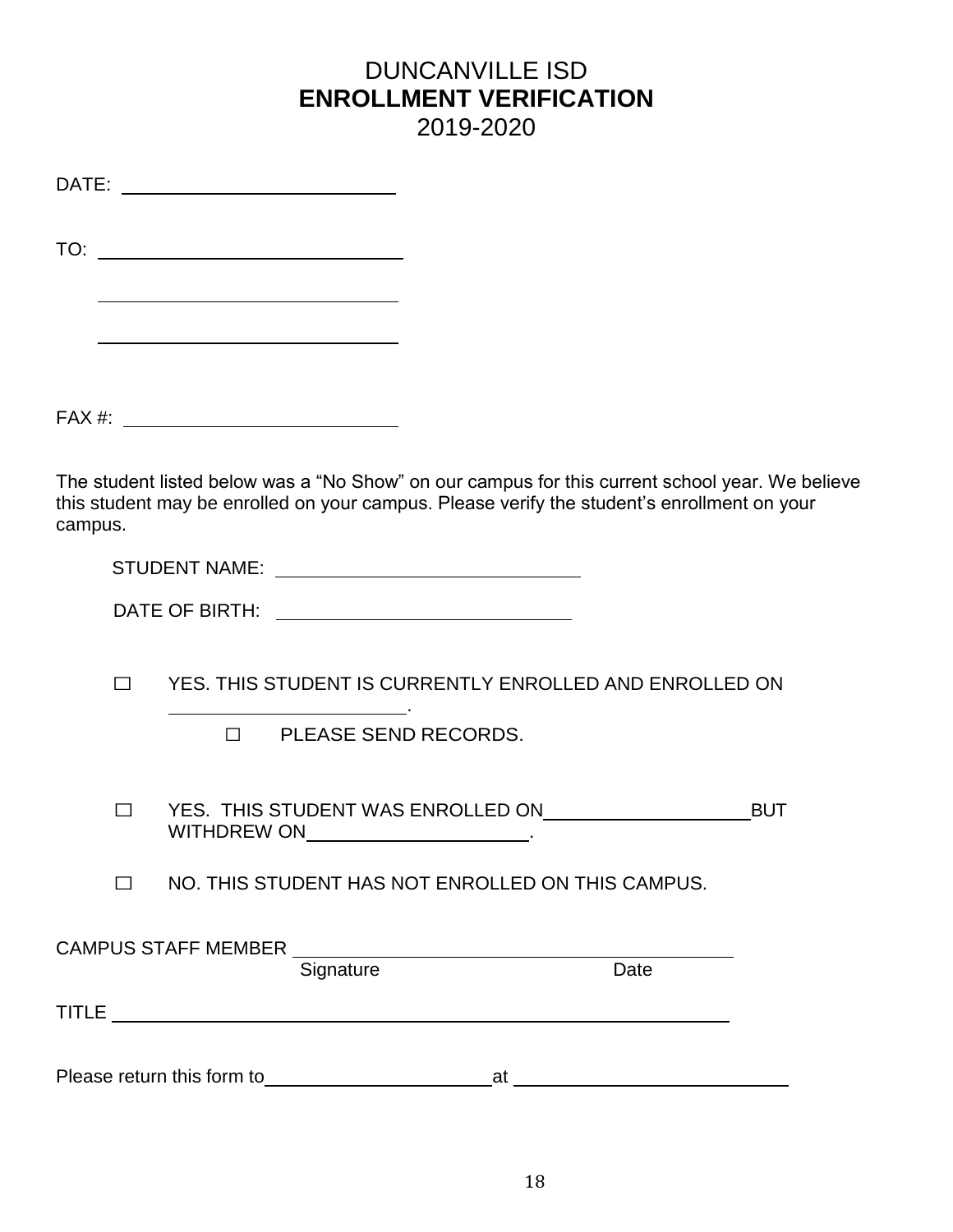# DUNCANVILLE ISD
## ENROLLMENT VERIFICATION
2019-2020

DATE: ______________________

TO: ______________________

______________________

______________________

FAX #: ______________________

The student listed below was a "No Show" on our campus for this current school year. We believe this student may be enrolled on your campus. Please verify the student's enrollment on your campus.

STUDENT NAME: ______________________

DATE OF BIRTH: ______________________

☐ YES. THIS STUDENT IS CURRENTLY ENROLLED AND ENROLLED ON ______________________.

☐ PLEASE SEND RECORDS.

☐ YES. THIS STUDENT WAS ENROLLED ON ______________________ BUT WITHDREW ON ______________________.

☐ NO. THIS STUDENT HAS NOT ENROLLED ON THIS CAMPUS.

CAMPUS STAFF MEMBER ______________________
Signature Date

TITLE ______________________

Please return this form to ______________________ at ______________________